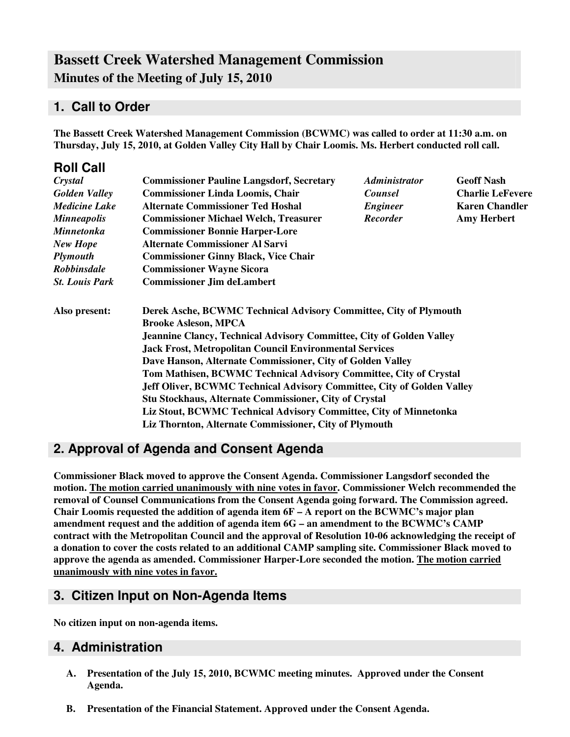# Bassett Creek Watershed Management Commission

## Minutes of the Meeting of July 15, 2010

## 1. Call to Order

**The Bassett Creek Watershed Management Commission (BCWMC) was called to order at 11:30 a.m. on Thursday, July 15, 2010, at Golden Valley City Hall by Chair Loomis. Ms. Herbert conducted roll call.**

## Roll Call

| | | | |
|---|---|---|---|
| *Crystal* | **Commissioner Pauline Langsdorf, Secretary** | *Administrator* | **Geoff Nash** |
| *Golden Valley* | **Commissioner Linda Loomis, Chair** | *Counsel* | **Charlie LeFevere** |
| *Medicine Lake* | **Alternate Commissioner Ted Hoshal** | *Engineer* | **Karen Chandler** |
| *Minneapolis* | **Commissioner Michael Welch, Treasurer** | *Recorder* | **Amy Herbert** |
| *Minnetonka* | **Commissioner Bonnie Harper-Lore** | | |
| *New Hope* | **Alternate Commissioner Al Sarvi** | | |
| *Plymouth* | **Commissioner Ginny Black, Vice Chair** | | |
| *Robbinsdale* | **Commissioner Wayne Sicora** | | |
| *St. Louis Park* | **Commissioner Jim deLambert** | | |

**Also present:**

**Derek Asche, BCWMC Technical Advisory Committee, City of Plymouth**
**Brooke Asleson, MPCA**
**Jeannine Clancy, Technical Advisory Committee, City of Golden Valley**
**Jack Frost, Metropolitan Council Environmental Services**
**Dave Hanson, Alternate Commissioner, City of Golden Valley**
**Tom Mathisen, BCWMC Technical Advisory Committee, City of Crystal**
**Jeff Oliver, BCWMC Technical Advisory Committee, City of Golden Valley**
**Stu Stockhaus, Alternate Commissioner, City of Crystal**
**Liz Stout, BCWMC Technical Advisory Committee, City of Minnetonka**
**Liz Thornton, Alternate Commissioner, City of Plymouth**

## 2. Approval of Agenda and Consent Agenda

**Commissioner Black moved to approve the Consent Agenda. Commissioner Langsdorf seconded the motion. <u>The motion carried unanimously with nine votes in favor</u>. Commissioner Welch recommended the removal of Counsel Communications from the Consent Agenda going forward. The Commission agreed. Chair Loomis requested the addition of agenda item 6F – A report on the BCWMC's major plan amendment request and the addition of agenda item 6G – an amendment to the BCWMC's CAMP contract with the Metropolitan Council and the approval of Resolution 10-06 acknowledging the receipt of a donation to cover the costs related to an additional CAMP sampling site. Commissioner Black moved to approve the agenda as amended. Commissioner Harper-Lore seconded the motion. <u>The motion carried unanimously with nine votes in favor.</u>**

## 3. Citizen Input on Non-Agenda Items

**No citizen input on non-agenda items.**

## 4. Administration

A. **Presentation of the July 15, 2010, BCWMC meeting minutes. Approved under the Consent Agenda.**

B. **Presentation of the Financial Statement. Approved under the Consent Agenda.**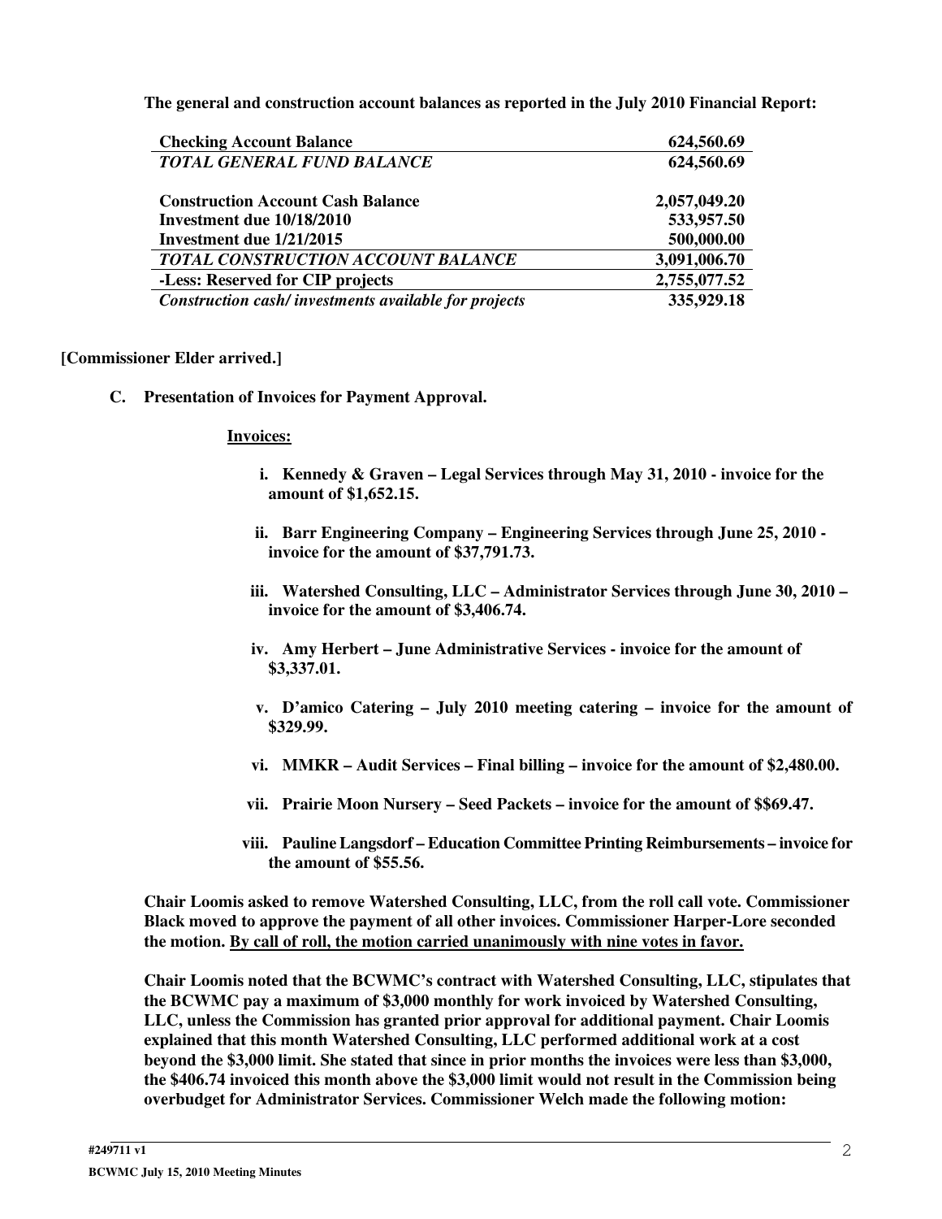**The general and construction account balances as reported in the July 2010 Financial Report:**

| | |
|---|---|
| **Checking Account Balance** | **624,560.69** |
| ***TOTAL GENERAL FUND BALANCE*** | **624,560.69** |
| | |
| **Construction Account Cash Balance** | **2,057,049.20** |
| **Investment due 10/18/2010** | **533,957.50** |
| **Investment due 1/21/2015** | **500,000.00** |
| ***TOTAL CONSTRUCTION ACCOUNT BALANCE*** | **3,091,006.70** |
| **-Less: Reserved for CIP projects** | **2,755,077.52** |
| ***Construction cash/ investments available for projects*** | **335,929.18** |

**[Commissioner Elder arrived.]**

**C. Presentation of Invoices for Payment Approval.**

**Invoices:**

i. **Kennedy & Graven – Legal Services through May 31, 2010 - invoice for the amount of $1,652.15.**

ii. **Barr Engineering Company – Engineering Services through June 25, 2010 - invoice for the amount of $37,791.73.**

iii. **Watershed Consulting, LLC – Administrator Services through June 30, 2010 – invoice for the amount of $3,406.74.**

iv. **Amy Herbert – June Administrative Services - invoice for the amount of $3,337.01.**

v. **D'amico Catering – July 2010 meeting catering – invoice for the amount of $329.99.**

vi. **MMKR – Audit Services – Final billing – invoice for the amount of $2,480.00.**

vii. **Prairie Moon Nursery – Seed Packets – invoice for the amount of $$69.47.**

viii. **Pauline Langsdorf – Education Committee Printing Reimbursements – invoice for the amount of $55.56.**

**Chair Loomis asked to remove Watershed Consulting, LLC, from the roll call vote. Commissioner Black moved to approve the payment of all other invoices. Commissioner Harper-Lore seconded the motion. <u>By call of roll, the motion carried unanimously with nine votes in favor.</u>**

**Chair Loomis noted that the BCWMC's contract with Watershed Consulting, LLC, stipulates that the BCWMC pay a maximum of $3,000 monthly for work invoiced by Watershed Consulting, LLC, unless the Commission has granted prior approval for additional payment. Chair Loomis explained that this month Watershed Consulting, LLC performed additional work at a cost beyond the $3,000 limit. She stated that since in prior months the invoices were less than $3,000, the $406.74 invoiced this month above the $3,000 limit would not result in the Commission being overbudget for Administrator Services. Commissioner Welch made the following motion:**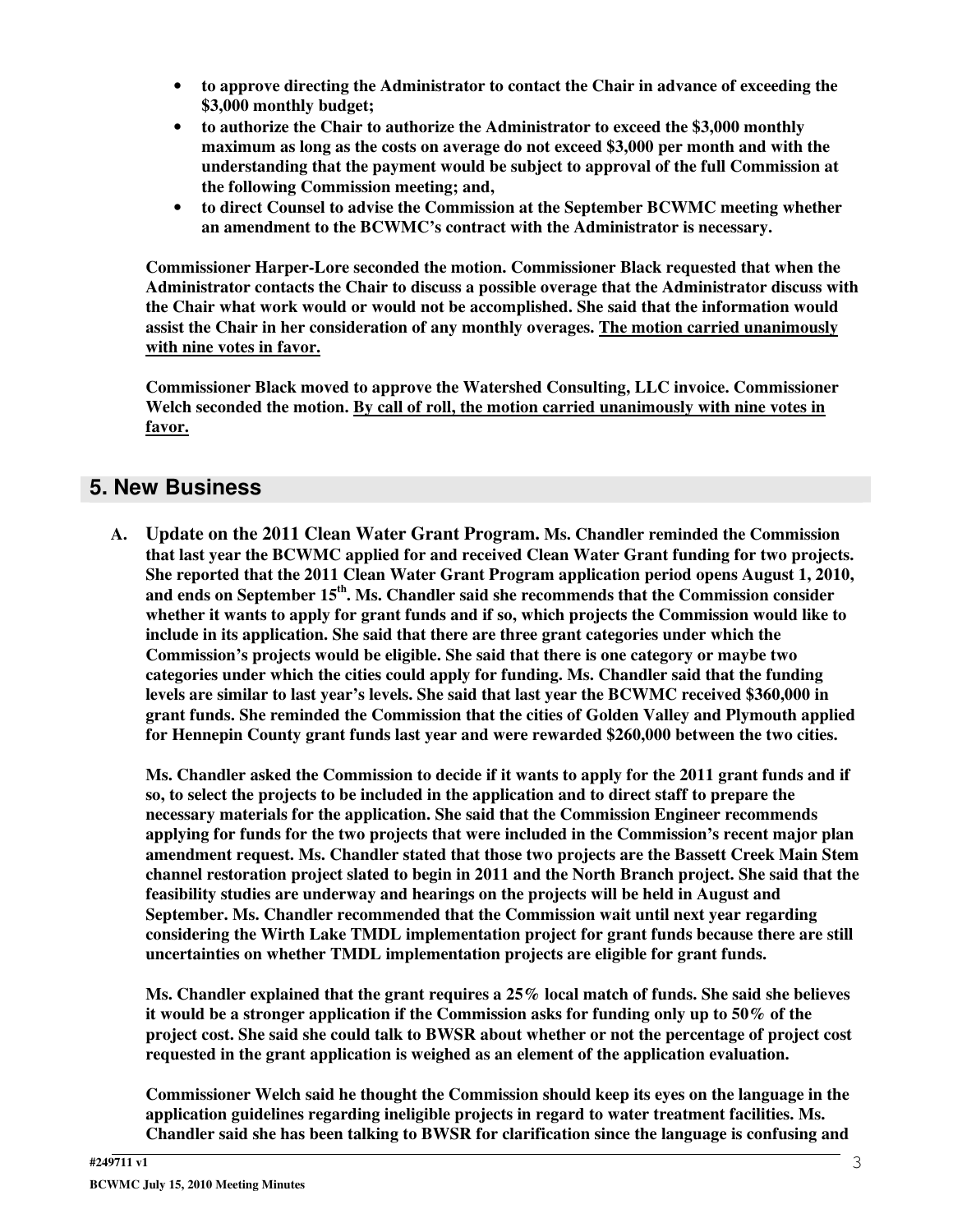- **to approve directing the Administrator to contact the Chair in advance of exceeding the $3,000 monthly budget;**
- **to authorize the Chair to authorize the Administrator to exceed the $3,000 monthly maximum as long as the costs on average do not exceed $3,000 per month and with the understanding that the payment would be subject to approval of the full Commission at the following Commission meeting; and,**
- **to direct Counsel to advise the Commission at the September BCWMC meeting whether an amendment to the BCWMC's contract with the Administrator is necessary.**

**Commissioner Harper-Lore seconded the motion. Commissioner Black requested that when the Administrator contacts the Chair to discuss a possible overage that the Administrator discuss with the Chair what work would or would not be accomplished. She said that the information would assist the Chair in her consideration of any monthly overages. <u>The motion carried unanimously with nine votes in favor.</u>**

**Commissioner Black moved to approve the Watershed Consulting, LLC invoice. Commissioner Welch seconded the motion. <u>By call of roll, the motion carried unanimously with nine votes in favor.</u>**

## 5. New Business

**A. Update on the 2011 Clean Water Grant Program. Ms. Chandler reminded the Commission that last year the BCWMC applied for and received Clean Water Grant funding for two projects. She reported that the 2011 Clean Water Grant Program application period opens August 1, 2010, and ends on September 15th. Ms. Chandler said she recommends that the Commission consider whether it wants to apply for grant funds and if so, which projects the Commission would like to include in its application. She said that there are three grant categories under which the Commission's projects would be eligible. She said that there is one category or maybe two categories under which the cities could apply for funding. Ms. Chandler said that the funding levels are similar to last year's levels. She said that last year the BCWMC received $360,000 in grant funds. She reminded the Commission that the cities of Golden Valley and Plymouth applied for Hennepin County grant funds last year and were rewarded $260,000 between the two cities.**

**Ms. Chandler asked the Commission to decide if it wants to apply for the 2011 grant funds and if so, to select the projects to be included in the application and to direct staff to prepare the necessary materials for the application. She said that the Commission Engineer recommends applying for funds for the two projects that were included in the Commission's recent major plan amendment request. Ms. Chandler stated that those two projects are the Bassett Creek Main Stem channel restoration project slated to begin in 2011 and the North Branch project. She said that the feasibility studies are underway and hearings on the projects will be held in August and September. Ms. Chandler recommended that the Commission wait until next year regarding considering the Wirth Lake TMDL implementation project for grant funds because there are still uncertainties on whether TMDL implementation projects are eligible for grant funds.**

**Ms. Chandler explained that the grant requires a 25% local match of funds. She said she believes it would be a stronger application if the Commission asks for funding only up to 50% of the project cost. She said she could talk to BWSR about whether or not the percentage of project cost requested in the grant application is weighed as an element of the application evaluation.**

**Commissioner Welch said he thought the Commission should keep its eyes on the language in the application guidelines regarding ineligible projects in regard to water treatment facilities. Ms. Chandler said she has been talking to BWSR for clarification since the language is confusing and**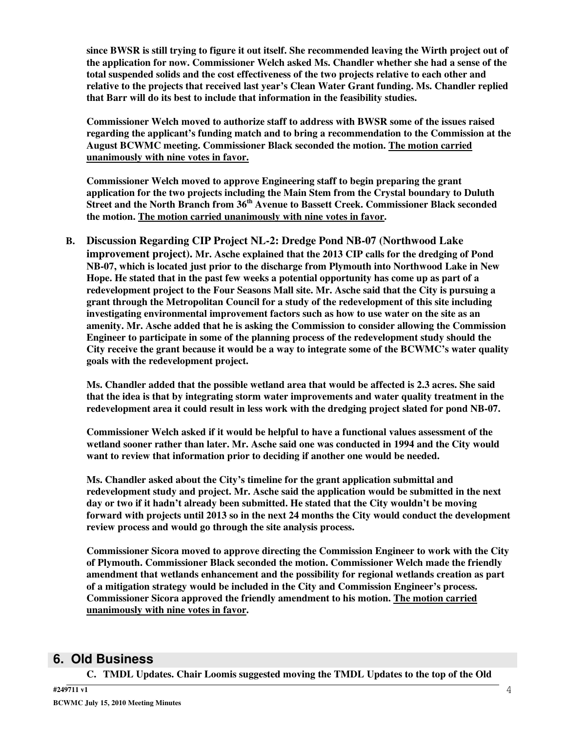**since BWSR is still trying to figure it out itself. She recommended leaving the Wirth project out of the application for now. Commissioner Welch asked Ms. Chandler whether she had a sense of the total suspended solids and the cost effectiveness of the two projects relative to each other and relative to the projects that received last year's Clean Water Grant funding. Ms. Chandler replied that Barr will do its best to include that information in the feasibility studies.**

**Commissioner Welch moved to authorize staff to address with BWSR some of the issues raised regarding the applicant's funding match and to bring a recommendation to the Commission at the August BCWMC meeting. Commissioner Black seconded the motion. <u>The motion carried unanimously with nine votes in favor.</u>**

**Commissioner Welch moved to approve Engineering staff to begin preparing the grant application for the two projects including the Main Stem from the Crystal boundary to Duluth Street and the North Branch from 36th Avenue to Bassett Creek. Commissioner Black seconded the motion. <u>The motion carried unanimously with nine votes in favor</u>.**

**B. Discussion Regarding CIP Project NL-2: Dredge Pond NB-07 (Northwood Lake improvement project).** **Mr. Asche explained that the 2013 CIP calls for the dredging of Pond NB-07, which is located just prior to the discharge from Plymouth into Northwood Lake in New Hope. He stated that in the past few weeks a potential opportunity has come up as part of a redevelopment project to the Four Seasons Mall site. Mr. Asche said that the City is pursuing a grant through the Metropolitan Council for a study of the redevelopment of this site including investigating environmental improvement factors such as how to use water on the site as an amenity. Mr. Asche added that he is asking the Commission to consider allowing the Commission Engineer to participate in some of the planning process of the redevelopment study should the City receive the grant because it would be a way to integrate some of the BCWMC's water quality goals with the redevelopment project.**

**Ms. Chandler added that the possible wetland area that would be affected is 2.3 acres. She said that the idea is that by integrating storm water improvements and water quality treatment in the redevelopment area it could result in less work with the dredging project slated for pond NB-07.**

**Commissioner Welch asked if it would be helpful to have a functional values assessment of the wetland sooner rather than later. Mr. Asche said one was conducted in 1994 and the City would want to review that information prior to deciding if another one would be needed.**

**Ms. Chandler asked about the City's timeline for the grant application submittal and redevelopment study and project. Mr. Asche said the application would be submitted in the next day or two if it hadn't already been submitted. He stated that the City wouldn't be moving forward with projects until 2013 so in the next 24 months the City would conduct the development review process and would go through the site analysis process.**

**Commissioner Sicora moved to approve directing the Commission Engineer to work with the City of Plymouth. Commissioner Black seconded the motion. Commissioner Welch made the friendly amendment that wetlands enhancement and the possibility for regional wetlands creation as part of a mitigation strategy would be included in the City and Commission Engineer's process. Commissioner Sicora approved the friendly amendment to his motion. <u>The motion carried unanimously with nine votes in favor</u>.**

## 6. Old Business

**C. TMDL Updates. Chair Loomis suggested moving the TMDL Updates to the top of the Old**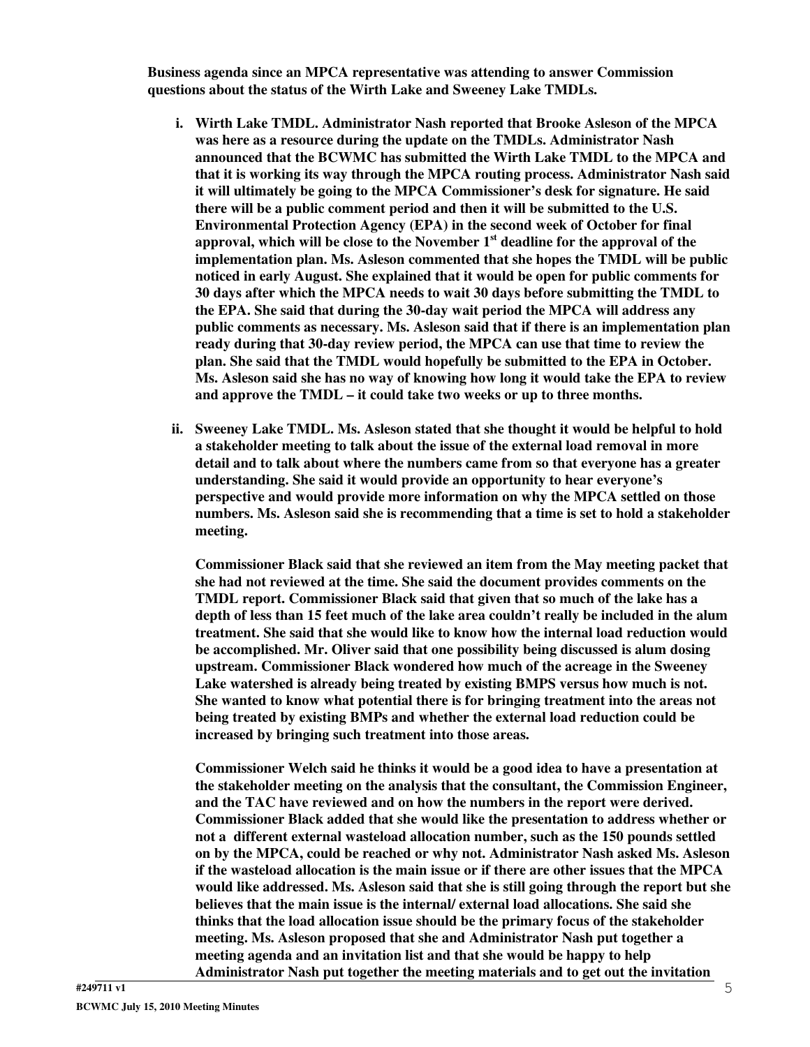**Business agenda since an MPCA representative was attending to answer Commission questions about the status of the Wirth Lake and Sweeney Lake TMDLs.**

**i. Wirth Lake TMDL. Administrator Nash reported that Brooke Asleson of the MPCA was here as a resource during the update on the TMDLs. Administrator Nash announced that the BCWMC has submitted the Wirth Lake TMDL to the MPCA and that it is working its way through the MPCA routing process. Administrator Nash said it will ultimately be going to the MPCA Commissioner's desk for signature. He said there will be a public comment period and then it will be submitted to the U.S. Environmental Protection Agency (EPA) in the second week of October for final approval, which will be close to the November 1st deadline for the approval of the implementation plan. Ms. Asleson commented that she hopes the TMDL will be public noticed in early August. She explained that it would be open for public comments for 30 days after which the MPCA needs to wait 30 days before submitting the TMDL to the EPA. She said that during the 30-day wait period the MPCA will address any public comments as necessary. Ms. Asleson said that if there is an implementation plan ready during that 30-day review period, the MPCA can use that time to review the plan. She said that the TMDL would hopefully be submitted to the EPA in October. Ms. Asleson said she has no way of knowing how long it would take the EPA to review and approve the TMDL – it could take two weeks or up to three months.**

**ii. Sweeney Lake TMDL. Ms. Asleson stated that she thought it would be helpful to hold a stakeholder meeting to talk about the issue of the external load removal in more detail and to talk about where the numbers came from so that everyone has a greater understanding. She said it would provide an opportunity to hear everyone's perspective and would provide more information on why the MPCA settled on those numbers. Ms. Asleson said she is recommending that a time is set to hold a stakeholder meeting.**

**Commissioner Black said that she reviewed an item from the May meeting packet that she had not reviewed at the time. She said the document provides comments on the TMDL report. Commissioner Black said that given that so much of the lake has a depth of less than 15 feet much of the lake area couldn't really be included in the alum treatment. She said that she would like to know how the internal load reduction would be accomplished. Mr. Oliver said that one possibility being discussed is alum dosing upstream. Commissioner Black wondered how much of the acreage in the Sweeney Lake watershed is already being treated by existing BMPS versus how much is not. She wanted to know what potential there is for bringing treatment into the areas not being treated by existing BMPs and whether the external load reduction could be increased by bringing such treatment into those areas.**

**Commissioner Welch said he thinks it would be a good idea to have a presentation at the stakeholder meeting on the analysis that the consultant, the Commission Engineer, and the TAC have reviewed and on how the numbers in the report were derived. Commissioner Black added that she would like the presentation to address whether or not a different external wasteload allocation number, such as the 150 pounds settled on by the MPCA, could be reached or why not. Administrator Nash asked Ms. Asleson if the wasteload allocation is the main issue or if there are other issues that the MPCA would like addressed. Ms. Asleson said that she is still going through the report but she believes that the main issue is the internal/ external load allocations. She said she thinks that the load allocation issue should be the primary focus of the stakeholder meeting. Ms. Asleson proposed that she and Administrator Nash put together a meeting agenda and an invitation list and that she would be happy to help Administrator Nash put together the meeting materials and to get out the invitation**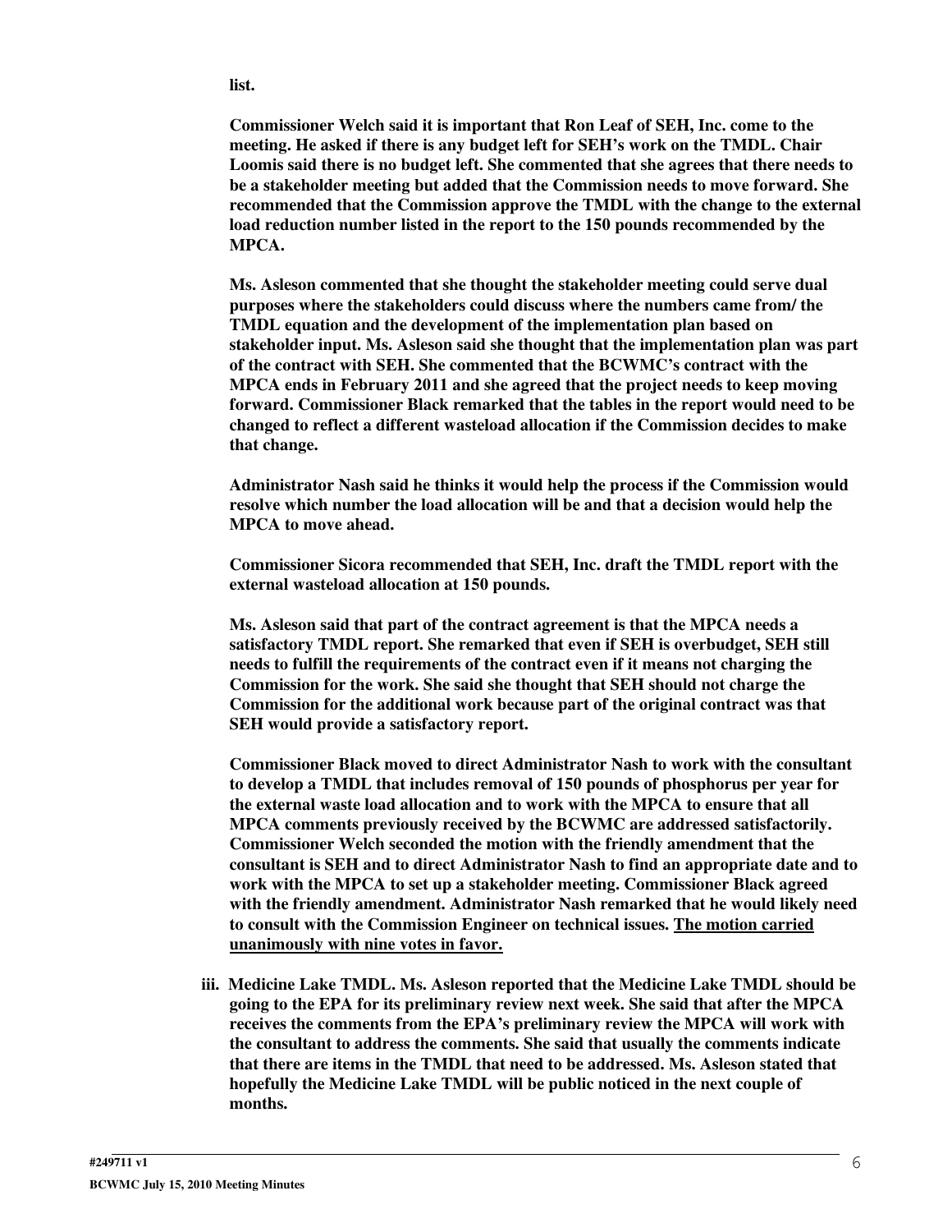**list.**

**Commissioner Welch said it is important that Ron Leaf of SEH, Inc. come to the meeting. He asked if there is any budget left for SEH's work on the TMDL. Chair Loomis said there is no budget left. She commented that she agrees that there needs to be a stakeholder meeting but added that the Commission needs to move forward. She recommended that the Commission approve the TMDL with the change to the external load reduction number listed in the report to the 150 pounds recommended by the MPCA.**

**Ms. Asleson commented that she thought the stakeholder meeting could serve dual purposes where the stakeholders could discuss where the numbers came from/ the TMDL equation and the development of the implementation plan based on stakeholder input. Ms. Asleson said she thought that the implementation plan was part of the contract with SEH. She commented that the BCWMC's contract with the MPCA ends in February 2011 and she agreed that the project needs to keep moving forward. Commissioner Black remarked that the tables in the report would need to be changed to reflect a different wasteload allocation if the Commission decides to make that change.**

**Administrator Nash said he thinks it would help the process if the Commission would resolve which number the load allocation will be and that a decision would help the MPCA to move ahead.**

**Commissioner Sicora recommended that SEH, Inc. draft the TMDL report with the external wasteload allocation at 150 pounds.**

**Ms. Asleson said that part of the contract agreement is that the MPCA needs a satisfactory TMDL report. She remarked that even if SEH is overbudget, SEH still needs to fulfill the requirements of the contract even if it means not charging the Commission for the work. She said she thought that SEH should not charge the Commission for the additional work because part of the original contract was that SEH would provide a satisfactory report.**

**Commissioner Black moved to direct Administrator Nash to work with the consultant to develop a TMDL that includes removal of 150 pounds of phosphorus per year for the external waste load allocation and to work with the MPCA to ensure that all MPCA comments previously received by the BCWMC are addressed satisfactorily. Commissioner Welch seconded the motion with the friendly amendment that the consultant is SEH and to direct Administrator Nash to find an appropriate date and to work with the MPCA to set up a stakeholder meeting. Commissioner Black agreed with the friendly amendment. Administrator Nash remarked that he would likely need to consult with the Commission Engineer on technical issues. <u>The motion carried unanimously with nine votes in favor.</u>**

iii. **Medicine Lake TMDL. Ms. Asleson reported that the Medicine Lake TMDL should be going to the EPA for its preliminary review next week. She said that after the MPCA receives the comments from the EPA's preliminary review the MPCA will work with the consultant to address the comments. She said that usually the comments indicate that there are items in the TMDL that need to be addressed. Ms. Asleson stated that hopefully the Medicine Lake TMDL will be public noticed in the next couple of months.**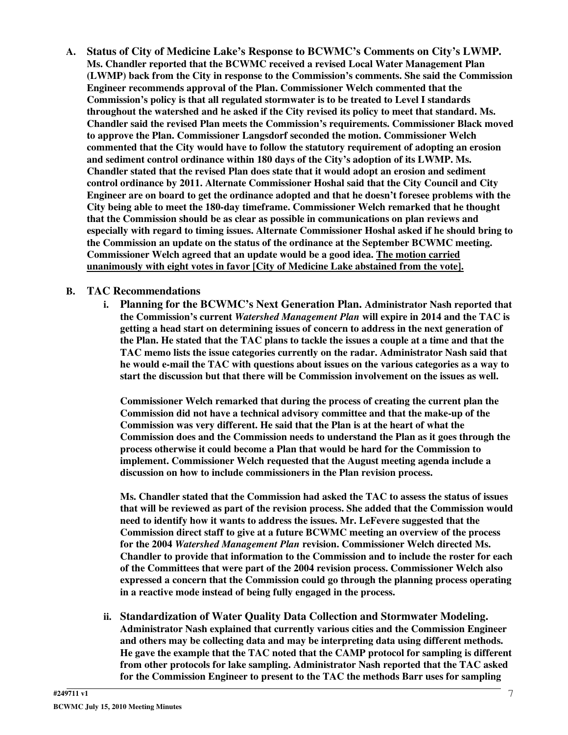**A. Status of City of Medicine Lake's Response to BCWMC's Comments on City's LWMP.** **Ms. Chandler reported that the BCWMC received a revised Local Water Management Plan (LWMP) back from the City in response to the Commission's comments. She said the Commission Engineer recommends approval of the Plan. Commissioner Welch commented that the Commission's policy is that all regulated stormwater is to be treated to Level I standards throughout the watershed and he asked if the City revised its policy to meet that standard. Ms. Chandler said the revised Plan meets the Commission's requirements. Commissioner Black moved to approve the Plan. Commissioner Langsdorf seconded the motion. Commissioner Welch commented that the City would have to follow the statutory requirement of adopting an erosion and sediment control ordinance within 180 days of the City's adoption of its LWMP. Ms. Chandler stated that the revised Plan does state that it would adopt an erosion and sediment control ordinance by 2011. Alternate Commissioner Hoshal said that the City Council and City Engineer are on board to get the ordinance adopted and that he doesn't foresee problems with the City being able to meet the 180-day timeframe. Commissioner Welch remarked that he thought that the Commission should be as clear as possible in communications on plan reviews and especially with regard to timing issues. Alternate Commissioner Hoshal asked if he should bring to the Commission an update on the status of the ordinance at the September BCWMC meeting. Commissioner Welch agreed that an update would be a good idea. <u>The motion carried unanimously with eight votes in favor [City of Medicine Lake abstained from the vote].</u>**

**B. TAC Recommendations**

**i. Planning for the BCWMC's Next Generation Plan. Administrator Nash reported that the Commission's current *Watershed Management Plan* will expire in 2014 and the TAC is getting a head start on determining issues of concern to address in the next generation of the Plan. He stated that the TAC plans to tackle the issues a couple at a time and that the TAC memo lists the issue categories currently on the radar. Administrator Nash said that he would e-mail the TAC with questions about issues on the various categories as a way to start the discussion but that there will be Commission involvement on the issues as well.**

**Commissioner Welch remarked that during the process of creating the current plan the Commission did not have a technical advisory committee and that the make-up of the Commission was very different. He said that the Plan is at the heart of what the Commission does and the Commission needs to understand the Plan as it goes through the process otherwise it could become a Plan that would be hard for the Commission to implement. Commissioner Welch requested that the August meeting agenda include a discussion on how to include commissioners in the Plan revision process.**

**Ms. Chandler stated that the Commission had asked the TAC to assess the status of issues that will be reviewed as part of the revision process. She added that the Commission would need to identify how it wants to address the issues. Mr. LeFevere suggested that the Commission direct staff to give at a future BCWMC meeting an overview of the process for the 2004 *Watershed Management Plan* revision. Commissioner Welch directed Ms. Chandler to provide that information to the Commission and to include the roster for each of the Committees that were part of the 2004 revision process. Commissioner Welch also expressed a concern that the Commission could go through the planning process operating in a reactive mode instead of being fully engaged in the process.**

**ii. Standardization of Water Quality Data Collection and Stormwater Modeling. Administrator Nash explained that currently various cities and the Commission Engineer and others may be collecting data and may be interpreting data using different methods. He gave the example that the TAC noted that the CAMP protocol for sampling is different from other protocols for lake sampling. Administrator Nash reported that the TAC asked for the Commission Engineer to present to the TAC the methods Barr uses for sampling**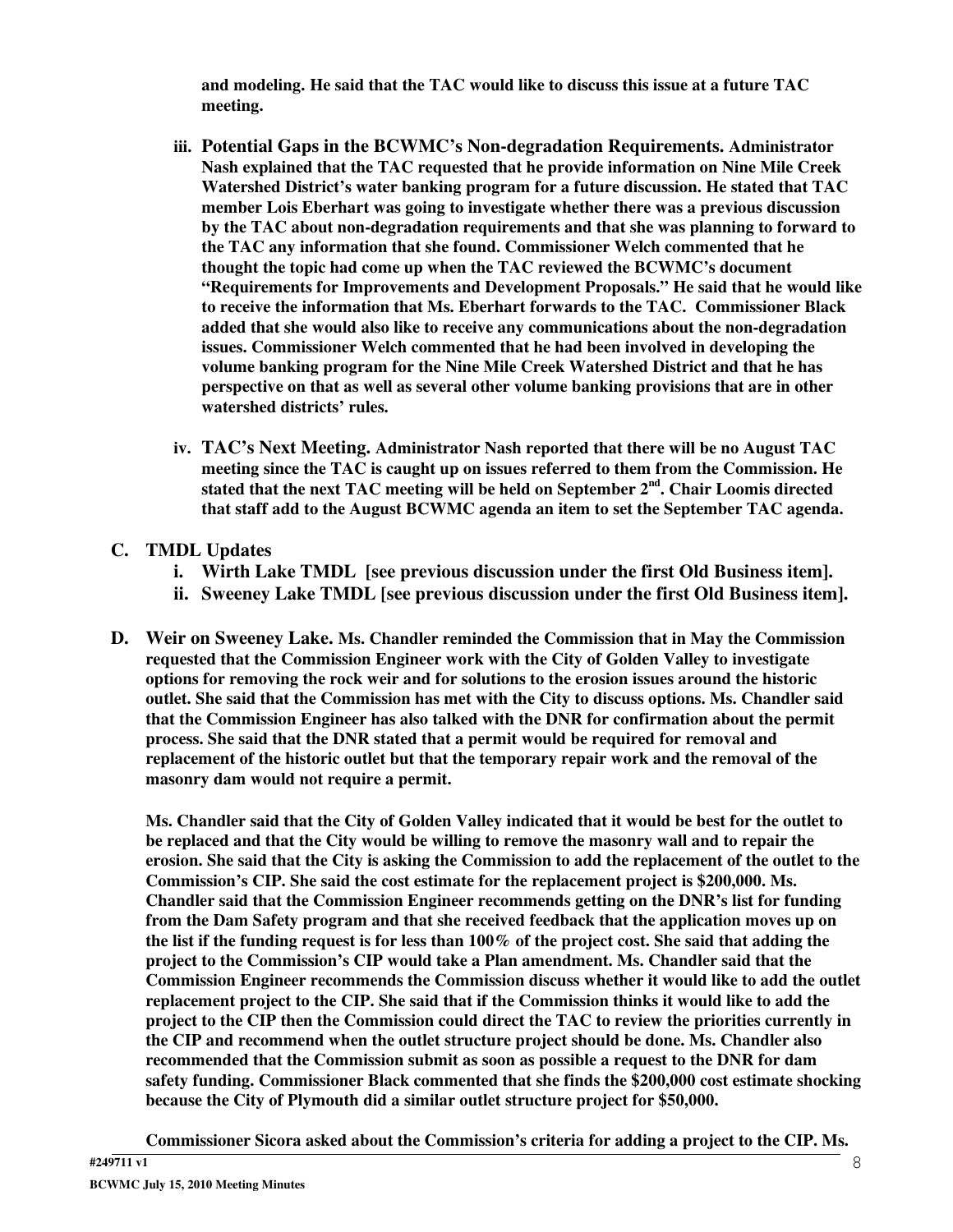**and modeling. He said that the TAC would like to discuss this issue at a future TAC meeting.**

iii. **Potential Gaps in the BCWMC's Non-degradation Requirements. Administrator Nash explained that the TAC requested that he provide information on Nine Mile Creek Watershed District's water banking program for a future discussion. He stated that TAC member Lois Eberhart was going to investigate whether there was a previous discussion by the TAC about non-degradation requirements and that she was planning to forward to the TAC any information that she found. Commissioner Welch commented that he thought the topic had come up when the TAC reviewed the BCWMC's document "Requirements for Improvements and Development Proposals." He said that he would like to receive the information that Ms. Eberhart forwards to the TAC. Commissioner Black added that she would also like to receive any communications about the non-degradation issues. Commissioner Welch commented that he had been involved in developing the volume banking program for the Nine Mile Creek Watershed District and that he has perspective on that as well as several other volume banking provisions that are in other watershed districts' rules.**

iv. **TAC's Next Meeting. Administrator Nash reported that there will be no August TAC meeting since the TAC is caught up on issues referred to them from the Commission. He stated that the next TAC meeting will be held on September 2nd. Chair Loomis directed that staff add to the August BCWMC agenda an item to set the September TAC agenda.**

**C. TMDL Updates**

i. **Wirth Lake TMDL [see previous discussion under the first Old Business item].**

ii. **Sweeney Lake TMDL [see previous discussion under the first Old Business item].**

**D. Weir on Sweeney Lake. Ms. Chandler reminded the Commission that in May the Commission requested that the Commission Engineer work with the City of Golden Valley to investigate options for removing the rock weir and for solutions to the erosion issues around the historic outlet. She said that the Commission has met with the City to discuss options. Ms. Chandler said that the Commission Engineer has also talked with the DNR for confirmation about the permit process. She said that the DNR stated that a permit would be required for removal and replacement of the historic outlet but that the temporary repair work and the removal of the masonry dam would not require a permit.**

**Ms. Chandler said that the City of Golden Valley indicated that it would be best for the outlet to be replaced and that the City would be willing to remove the masonry wall and to repair the erosion. She said that the City is asking the Commission to add the replacement of the outlet to the Commission's CIP. She said the cost estimate for the replacement project is $200,000. Ms. Chandler said that the Commission Engineer recommends getting on the DNR's list for funding from the Dam Safety program and that she received feedback that the application moves up on the list if the funding request is for less than 100% of the project cost. She said that adding the project to the Commission's CIP would take a Plan amendment. Ms. Chandler said that the Commission Engineer recommends the Commission discuss whether it would like to add the outlet replacement project to the CIP. She said that if the Commission thinks it would like to add the project to the CIP then the Commission could direct the TAC to review the priorities currently in the CIP and recommend when the outlet structure project should be done. Ms. Chandler also recommended that the Commission submit as soon as possible a request to the DNR for dam safety funding. Commissioner Black commented that she finds the $200,000 cost estimate shocking because the City of Plymouth did a similar outlet structure project for $50,000.**

**Commissioner Sicora asked about the Commission's criteria for adding a project to the CIP. Ms.**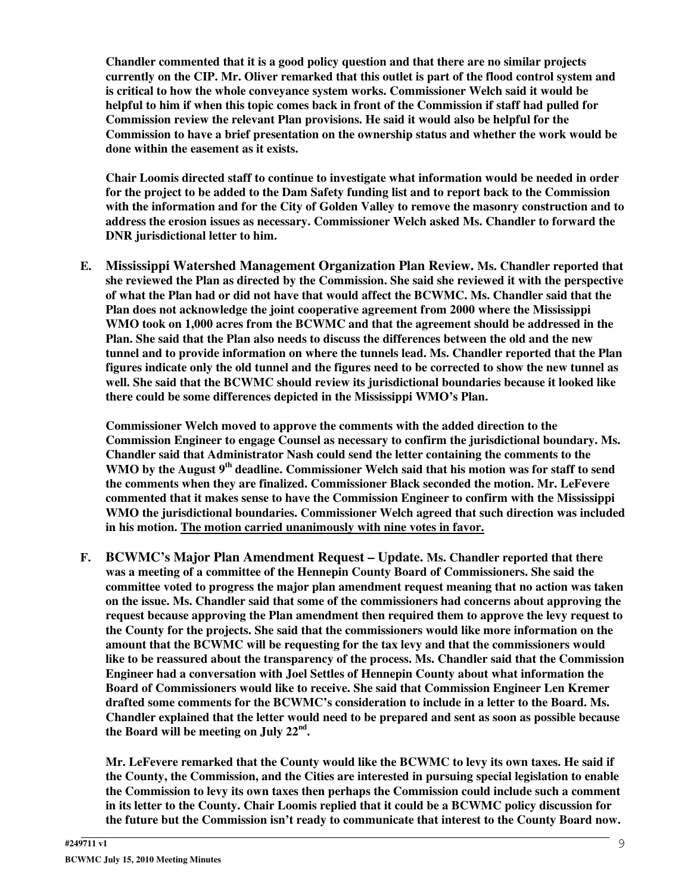**Chandler commented that it is a good policy question and that there are no similar projects currently on the CIP. Mr. Oliver remarked that this outlet is part of the flood control system and is critical to how the whole conveyance system works. Commissioner Welch said it would be helpful to him if when this topic comes back in front of the Commission if staff had pulled for Commission review the relevant Plan provisions. He said it would also be helpful for the Commission to have a brief presentation on the ownership status and whether the work would be done within the easement as it exists.**

**Chair Loomis directed staff to continue to investigate what information would be needed in order for the project to be added to the Dam Safety funding list and to report back to the Commission with the information and for the City of Golden Valley to remove the masonry construction and to address the erosion issues as necessary. Commissioner Welch asked Ms. Chandler to forward the DNR jurisdictional letter to him.**

**E. Mississippi Watershed Management Organization Plan Review. Ms. Chandler reported that she reviewed the Plan as directed by the Commission. She said she reviewed it with the perspective of what the Plan had or did not have that would affect the BCWMC. Ms. Chandler said that the Plan does not acknowledge the joint cooperative agreement from 2000 where the Mississippi WMO took on 1,000 acres from the BCWMC and that the agreement should be addressed in the Plan. She said that the Plan also needs to discuss the differences between the old and the new tunnel and to provide information on where the tunnels lead. Ms. Chandler reported that the Plan figures indicate only the old tunnel and the figures need to be corrected to show the new tunnel as well. She said that the BCWMC should review its jurisdictional boundaries because it looked like there could be some differences depicted in the Mississippi WMO's Plan.**

**Commissioner Welch moved to approve the comments with the added direction to the Commission Engineer to engage Counsel as necessary to confirm the jurisdictional boundary. Ms. Chandler said that Administrator Nash could send the letter containing the comments to the WMO by the August 9th deadline. Commissioner Welch said that his motion was for staff to send the comments when they are finalized. Commissioner Black seconded the motion. Mr. LeFevere commented that it makes sense to have the Commission Engineer to confirm with the Mississippi WMO the jurisdictional boundaries. Commissioner Welch agreed that such direction was included in his motion. <u>The motion carried unanimously with nine votes in favor.</u>**

**F. BCWMC's Major Plan Amendment Request – Update. Ms. Chandler reported that there was a meeting of a committee of the Hennepin County Board of Commissioners. She said the committee voted to progress the major plan amendment request meaning that no action was taken on the issue. Ms. Chandler said that some of the commissioners had concerns about approving the request because approving the Plan amendment then required them to approve the levy request to the County for the projects. She said that the commissioners would like more information on the amount that the BCWMC will be requesting for the tax levy and that the commissioners would like to be reassured about the transparency of the process. Ms. Chandler said that the Commission Engineer had a conversation with Joel Settles of Hennepin County about what information the Board of Commissioners would like to receive. She said that Commission Engineer Len Kremer drafted some comments for the BCWMC's consideration to include in a letter to the Board. Ms. Chandler explained that the letter would need to be prepared and sent as soon as possible because the Board will be meeting on July 22nd.**

**Mr. LeFevere remarked that the County would like the BCWMC to levy its own taxes. He said if the County, the Commission, and the Cities are interested in pursuing special legislation to enable the Commission to levy its own taxes then perhaps the Commission could include such a comment in its letter to the County. Chair Loomis replied that it could be a BCWMC policy discussion for the future but the Commission isn't ready to communicate that interest to the County Board now.**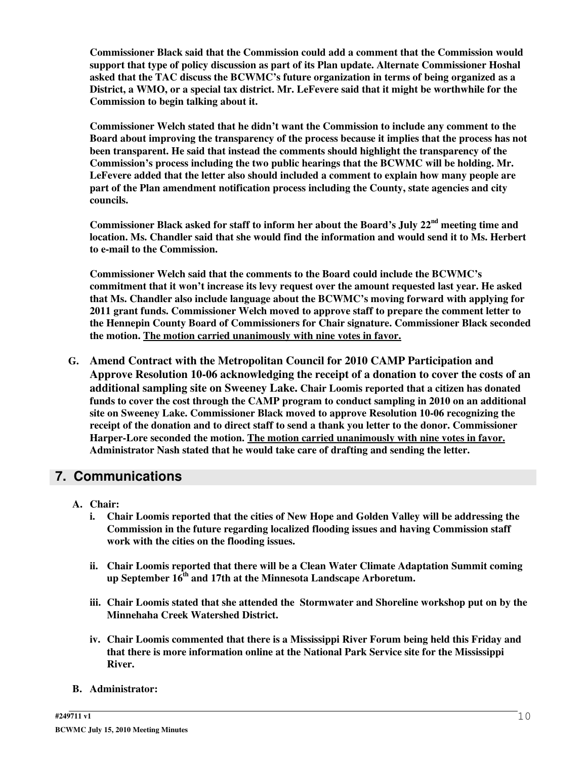**Commissioner Black said that the Commission could add a comment that the Commission would support that type of policy discussion as part of its Plan update. Alternate Commissioner Hoshal asked that the TAC discuss the BCWMC's future organization in terms of being organized as a District, a WMO, or a special tax district. Mr. LeFevere said that it might be worthwhile for the Commission to begin talking about it.**

**Commissioner Welch stated that he didn't want the Commission to include any comment to the Board about improving the transparency of the process because it implies that the process has not been transparent. He said that instead the comments should highlight the transparency of the Commission's process including the two public hearings that the BCWMC will be holding. Mr. LeFevere added that the letter also should included a comment to explain how many people are part of the Plan amendment notification process including the County, state agencies and city councils.**

**Commissioner Black asked for staff to inform her about the Board's July 22nd meeting time and location. Ms. Chandler said that she would find the information and would send it to Ms. Herbert to e-mail to the Commission.**

**Commissioner Welch said that the comments to the Board could include the BCWMC's commitment that it won't increase its levy request over the amount requested last year. He asked that Ms. Chandler also include language about the BCWMC's moving forward with applying for 2011 grant funds. Commissioner Welch moved to approve staff to prepare the comment letter to the Hennepin County Board of Commissioners for Chair signature. Commissioner Black seconded the motion. <u>The motion carried unanimously with nine votes in favor.</u>**

**G. Amend Contract with the Metropolitan Council for 2010 CAMP Participation and Approve Resolution 10-06 acknowledging the receipt of a donation to cover the costs of an additional sampling site on Sweeney Lake.** **Chair Loomis reported that a citizen has donated funds to cover the cost through the CAMP program to conduct sampling in 2010 on an additional site on Sweeney Lake. Commissioner Black moved to approve Resolution 10-06 recognizing the receipt of the donation and to direct staff to send a thank you letter to the donor. Commissioner Harper-Lore seconded the motion. <u>The motion carried unanimously with nine votes in favor.</u> Administrator Nash stated that he would take care of drafting and sending the letter.**

## 7. Communications

**A. Chair:**

**i. Chair Loomis reported that the cities of New Hope and Golden Valley will be addressing the Commission in the future regarding localized flooding issues and having Commission staff work with the cities on the flooding issues.**

**ii. Chair Loomis reported that there will be a Clean Water Climate Adaptation Summit coming up September 16th and 17th at the Minnesota Landscape Arboretum.**

**iii. Chair Loomis stated that she attended the Stormwater and Shoreline workshop put on by the Minnehaha Creek Watershed District.**

**iv. Chair Loomis commented that there is a Mississippi River Forum being held this Friday and that there is more information online at the National Park Service site for the Mississippi River.**

**B. Administrator:**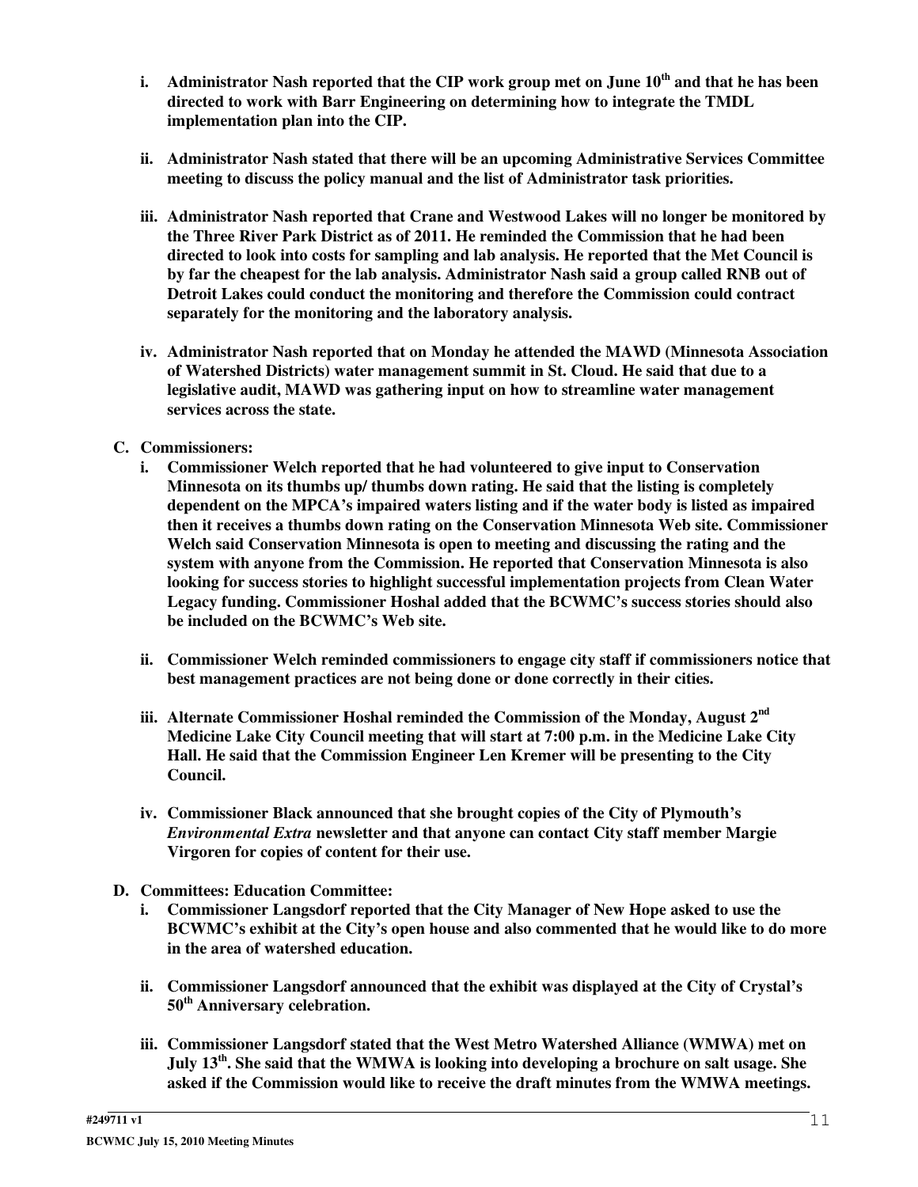- **i. Administrator Nash reported that the CIP work group met on June 10th and that he has been directed to work with Barr Engineering on determining how to integrate the TMDL implementation plan into the CIP.**

- **ii. Administrator Nash stated that there will be an upcoming Administrative Services Committee meeting to discuss the policy manual and the list of Administrator task priorities.**

- **iii. Administrator Nash reported that Crane and Westwood Lakes will no longer be monitored by the Three River Park District as of 2011. He reminded the Commission that he had been directed to look into costs for sampling and lab analysis. He reported that the Met Council is by far the cheapest for the lab analysis. Administrator Nash said a group called RNB out of Detroit Lakes could conduct the monitoring and therefore the Commission could contract separately for the monitoring and the laboratory analysis.**

- **iv. Administrator Nash reported that on Monday he attended the MAWD (Minnesota Association of Watershed Districts) water management summit in St. Cloud. He said that due to a legislative audit, MAWD was gathering input on how to streamline water management services across the state.**

**C. Commissioners:**

- **i. Commissioner Welch reported that he had volunteered to give input to Conservation Minnesota on its thumbs up/ thumbs down rating. He said that the listing is completely dependent on the MPCA's impaired waters listing and if the water body is listed as impaired then it receives a thumbs down rating on the Conservation Minnesota Web site. Commissioner Welch said Conservation Minnesota is open to meeting and discussing the rating and the system with anyone from the Commission. He reported that Conservation Minnesota is also looking for success stories to highlight successful implementation projects from Clean Water Legacy funding. Commissioner Hoshal added that the BCWMC's success stories should also be included on the BCWMC's Web site.**

- **ii. Commissioner Welch reminded commissioners to engage city staff if commissioners notice that best management practices are not being done or done correctly in their cities.**

- **iii. Alternate Commissioner Hoshal reminded the Commission of the Monday, August 2nd Medicine Lake City Council meeting that will start at 7:00 p.m. in the Medicine Lake City Hall. He said that the Commission Engineer Len Kremer will be presenting to the City Council.**

- **iv. Commissioner Black announced that she brought copies of the City of Plymouth's *Environmental Extra* newsletter and that anyone can contact City staff member Margie Virgoren for copies of content for their use.**

**D. Committees: Education Committee:**

- **i. Commissioner Langsdorf reported that the City Manager of New Hope asked to use the BCWMC's exhibit at the City's open house and also commented that he would like to do more in the area of watershed education.**

- **ii. Commissioner Langsdorf announced that the exhibit was displayed at the City of Crystal's 50th Anniversary celebration.**

- **iii. Commissioner Langsdorf stated that the West Metro Watershed Alliance (WMWA) met on July 13th. She said that the WMWA is looking into developing a brochure on salt usage. She asked if the Commission would like to receive the draft minutes from the WMWA meetings.**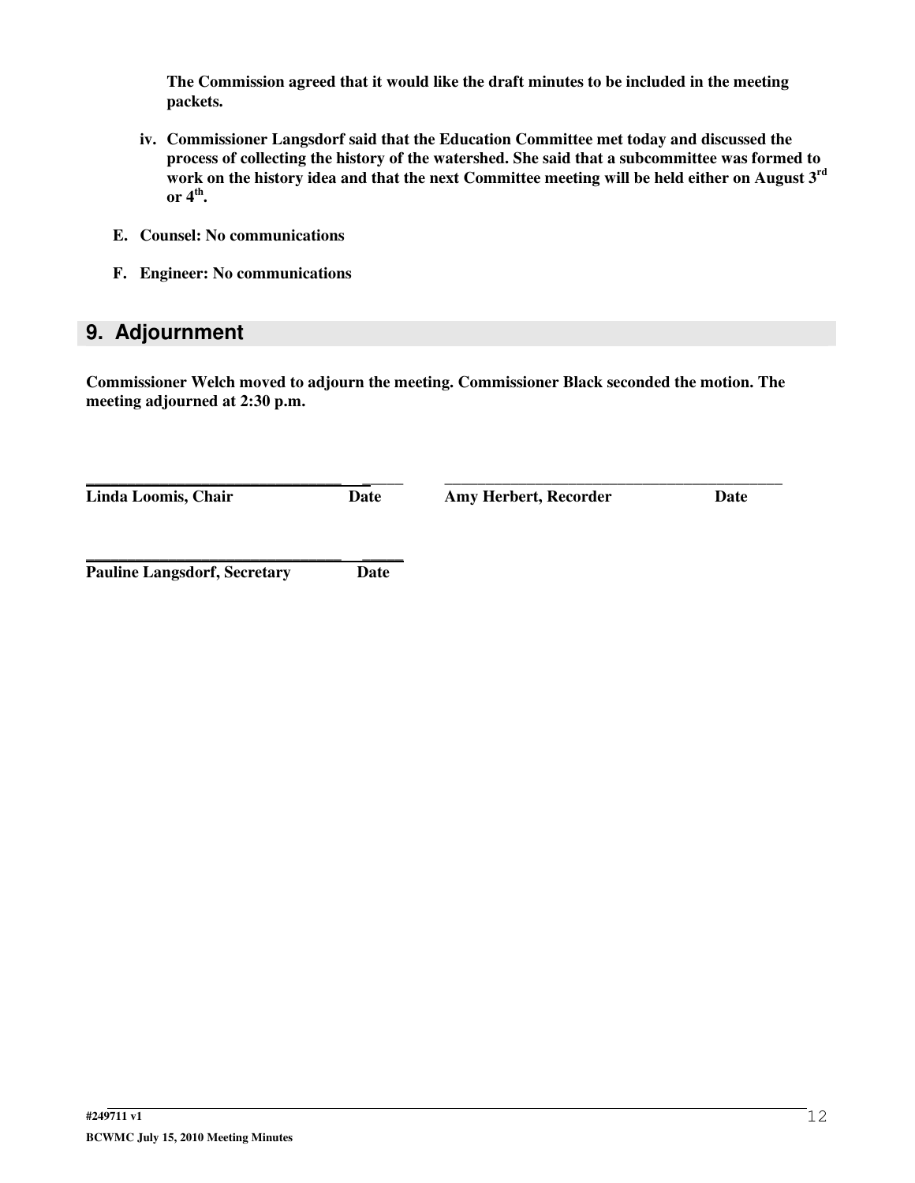**The Commission agreed that it would like the draft minutes to be included in the meeting packets.**

- **iv. Commissioner Langsdorf said that the Education Committee met today and discussed the process of collecting the history of the watershed. She said that a subcommittee was formed to work on the history idea and that the next Committee meeting will be held either on August 3rd or 4th.**

**E. Counsel: No communications**

**F. Engineer: No communications**

## 9. Adjournment

**Commissioner Welch moved to adjourn the meeting. Commissioner Black seconded the motion. The meeting adjourned at 2:30 p.m.**

_______________________________ ______ _______________________________________

**Linda Loomis, Chair Date Amy Herbert, Recorder Date**

_______________________________ ______

**Pauline Langsdorf, Secretary Date**

**#249711 v1**

**BCWMC July 15, 2010 Meeting Minutes**